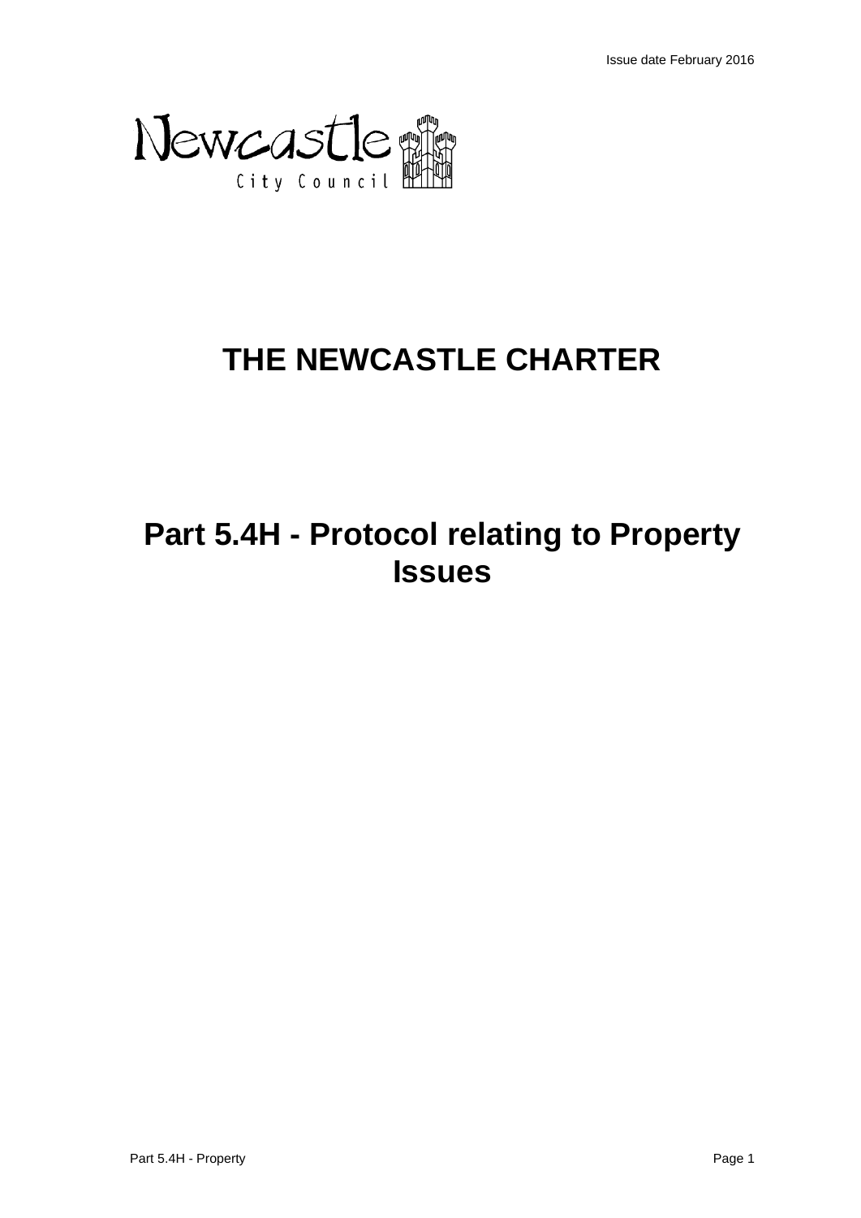Issue date February 2016

Newcastle City Council

# THE NEWCASTLE CHARTER

# Part 5.4H - Protocol relating to Property Issues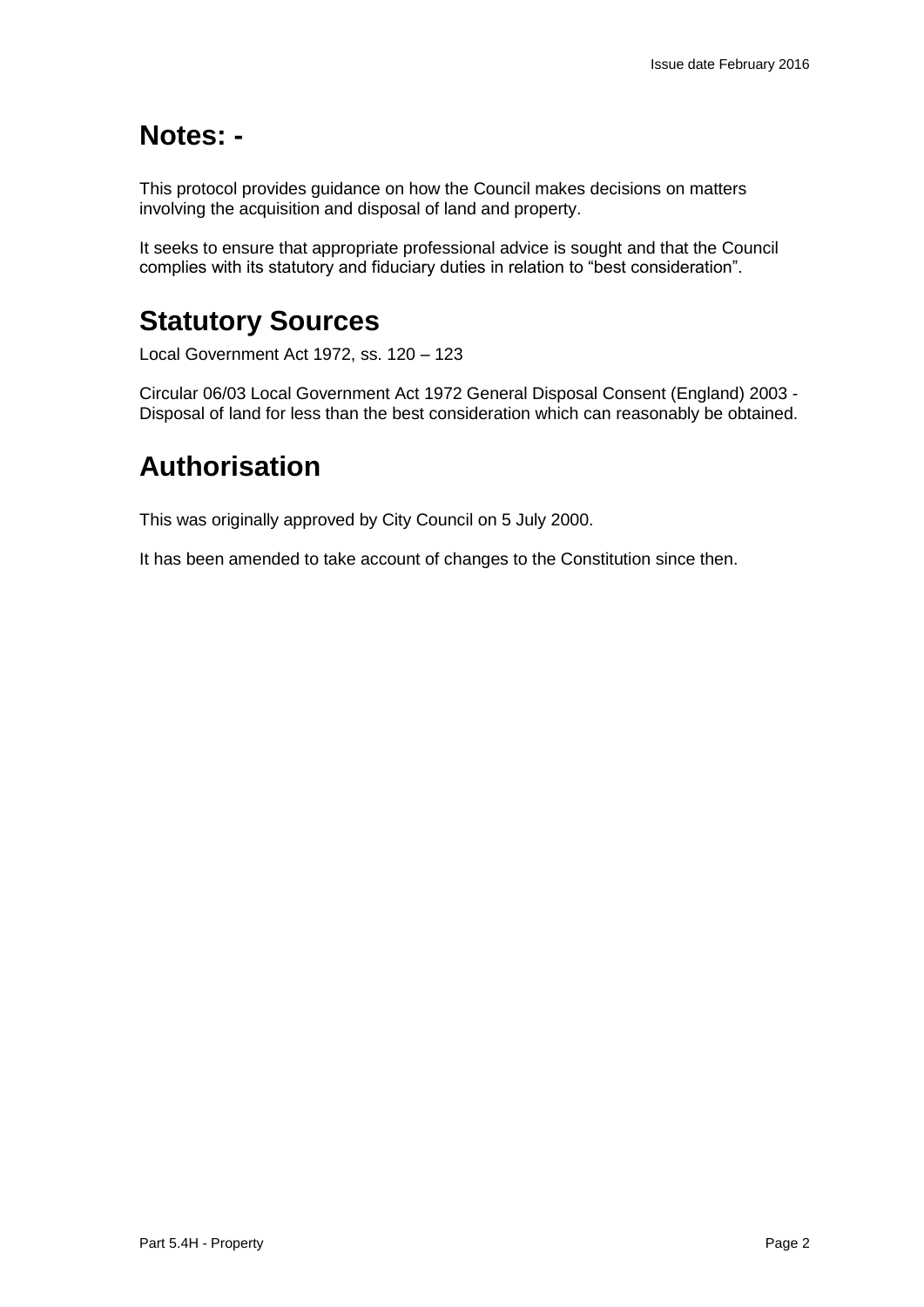## Notes: -

This protocol provides guidance on how the Council makes decisions on matters involving the acquisition and disposal of land and property.

It seeks to ensure that appropriate professional advice is sought and that the Council complies with its statutory and fiduciary duties in relation to "best consideration".

## Statutory Sources

Local Government Act 1972, ss. 120 – 123

Circular 06/03 Local Government Act 1972 General Disposal Consent (England) 2003 - Disposal of land for less than the best consideration which can reasonably be obtained.

## Authorisation

This was originally approved by City Council on 5 July 2000.

It has been amended to take account of changes to the Constitution since then.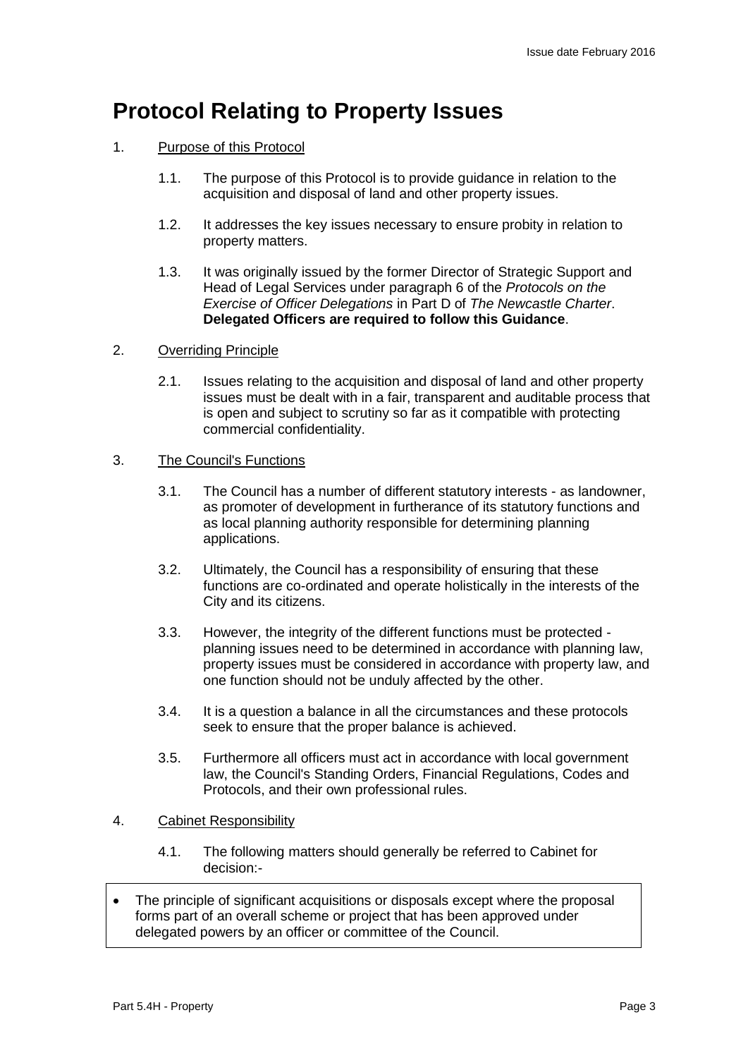# Protocol Relating to Property Issues

1. Purpose of this Protocol

   1.1. The purpose of this Protocol is to provide guidance in relation to the acquisition and disposal of land and other property issues.

   1.2. It addresses the key issues necessary to ensure probity in relation to property matters.

   1.3. It was originally issued by the former Director of Strategic Support and Head of Legal Services under paragraph 6 of the *Protocols on the Exercise of Officer Delegations* in Part D of *The Newcastle Charter*. **Delegated Officers are required to follow this Guidance**.

2. Overriding Principle

   2.1. Issues relating to the acquisition and disposal of land and other property issues must be dealt with in a fair, transparent and auditable process that is open and subject to scrutiny so far as it compatible with protecting commercial confidentiality.

3. The Council's Functions

   3.1. The Council has a number of different statutory interests - as landowner, as promoter of development in furtherance of its statutory functions and as local planning authority responsible for determining planning applications.

   3.2. Ultimately, the Council has a responsibility of ensuring that these functions are co-ordinated and operate holistically in the interests of the City and its citizens.

   3.3. However, the integrity of the different functions must be protected - planning issues need to be determined in accordance with planning law, property issues must be considered in accordance with property law, and one function should not be unduly affected by the other.

   3.4. It is a question a balance in all the circumstances and these protocols seek to ensure that the proper balance is achieved.

   3.5. Furthermore all officers must act in accordance with local government law, the Council's Standing Orders, Financial Regulations, Codes and Protocols, and their own professional rules.

4. Cabinet Responsibility

   4.1. The following matters should generally be referred to Cabinet for decision:-

- The principle of significant acquisitions or disposals except where the proposal forms part of an overall scheme or project that has been approved under delegated powers by an officer or committee of the Council.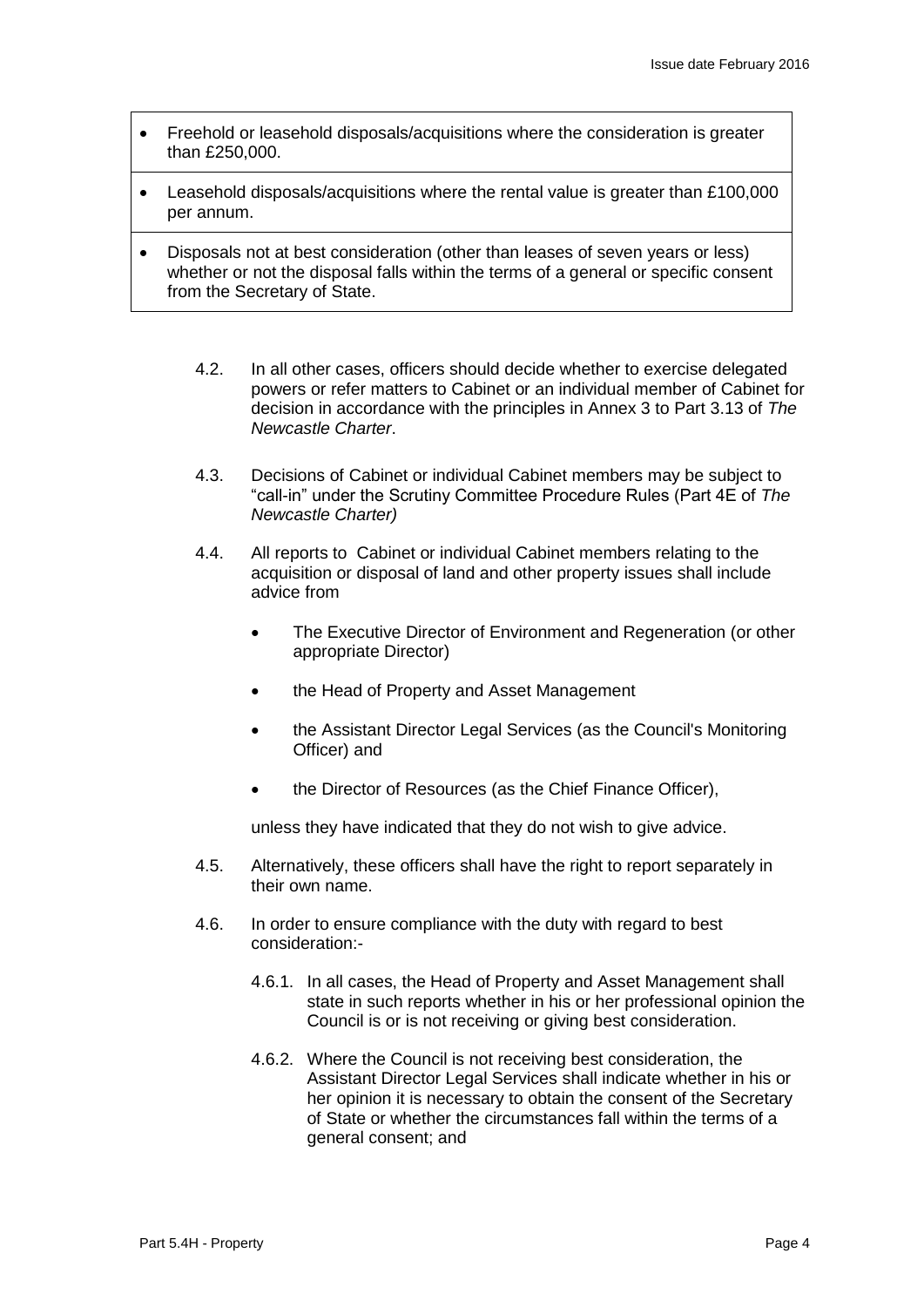- Freehold or leasehold disposals/acquisitions where the consideration is greater than £250,000.
- Leasehold disposals/acquisitions where the rental value is greater than £100,000 per annum.
- Disposals not at best consideration (other than leases of seven years or less) whether or not the disposal falls within the terms of a general or specific consent from the Secretary of State.

4.2. In all other cases, officers should decide whether to exercise delegated powers or refer matters to Cabinet or an individual member of Cabinet for decision in accordance with the principles in Annex 3 to Part 3.13 of *The Newcastle Charter*.

4.3. Decisions of Cabinet or individual Cabinet members may be subject to "call-in" under the Scrutiny Committee Procedure Rules (Part 4E of *The Newcastle Charter)*

4.4. All reports to Cabinet or individual Cabinet members relating to the acquisition or disposal of land and other property issues shall include advice from

- The Executive Director of Environment and Regeneration (or other appropriate Director)
- the Head of Property and Asset Management
- the Assistant Director Legal Services (as the Council's Monitoring Officer) and
- the Director of Resources (as the Chief Finance Officer),

unless they have indicated that they do not wish to give advice.

4.5. Alternatively, these officers shall have the right to report separately in their own name.

4.6. In order to ensure compliance with the duty with regard to best consideration:-

4.6.1. In all cases, the Head of Property and Asset Management shall state in such reports whether in his or her professional opinion the Council is or is not receiving or giving best consideration.

4.6.2. Where the Council is not receiving best consideration, the Assistant Director Legal Services shall indicate whether in his or her opinion it is necessary to obtain the consent of the Secretary of State or whether the circumstances fall within the terms of a general consent; and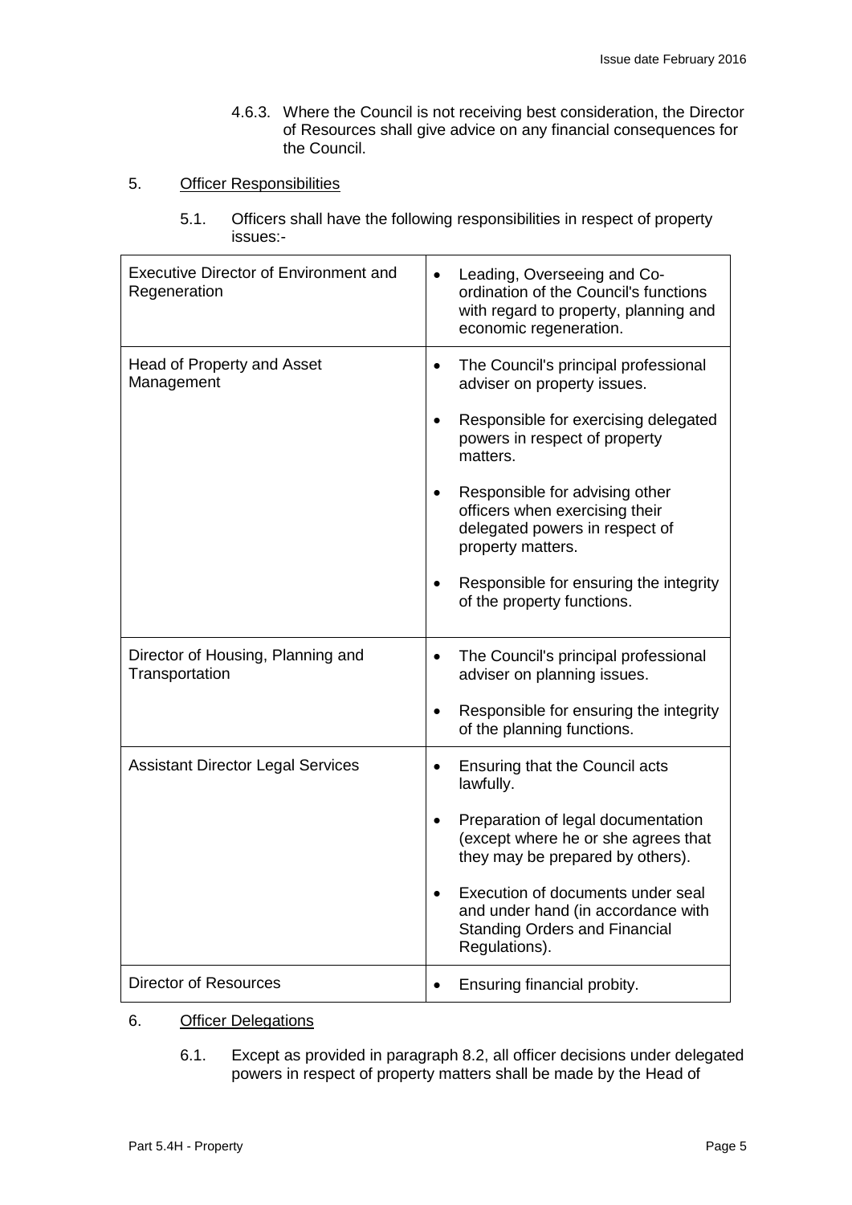4.6.3. Where the Council is not receiving best consideration, the Director of Resources shall give advice on any financial consequences for the Council.

5. Officer Responsibilities

5.1. Officers shall have the following responsibilities in respect of property issues:-

| | |
|---|---|
| Executive Director of Environment and Regeneration | • Leading, Overseeing and Co-ordination of the Council's functions with regard to property, planning and economic regeneration. |
| Head of Property and Asset Management | • The Council's principal professional adviser on property issues.<br>• Responsible for exercising delegated powers in respect of property matters.<br>• Responsible for advising other officers when exercising their delegated powers in respect of property matters.<br>• Responsible for ensuring the integrity of the property functions. |
| Director of Housing, Planning and Transportation | • The Council's principal professional adviser on planning issues.<br>• Responsible for ensuring the integrity of the planning functions. |
| Assistant Director Legal Services | • Ensuring that the Council acts lawfully.<br>• Preparation of legal documentation (except where he or she agrees that they may be prepared by others).<br>• Execution of documents under seal and under hand (in accordance with Standing Orders and Financial Regulations). |
| Director of Resources | • Ensuring financial probity. |

6. Officer Delegations

6.1. Except as provided in paragraph 8.2, all officer decisions under delegated powers in respect of property matters shall be made by the Head of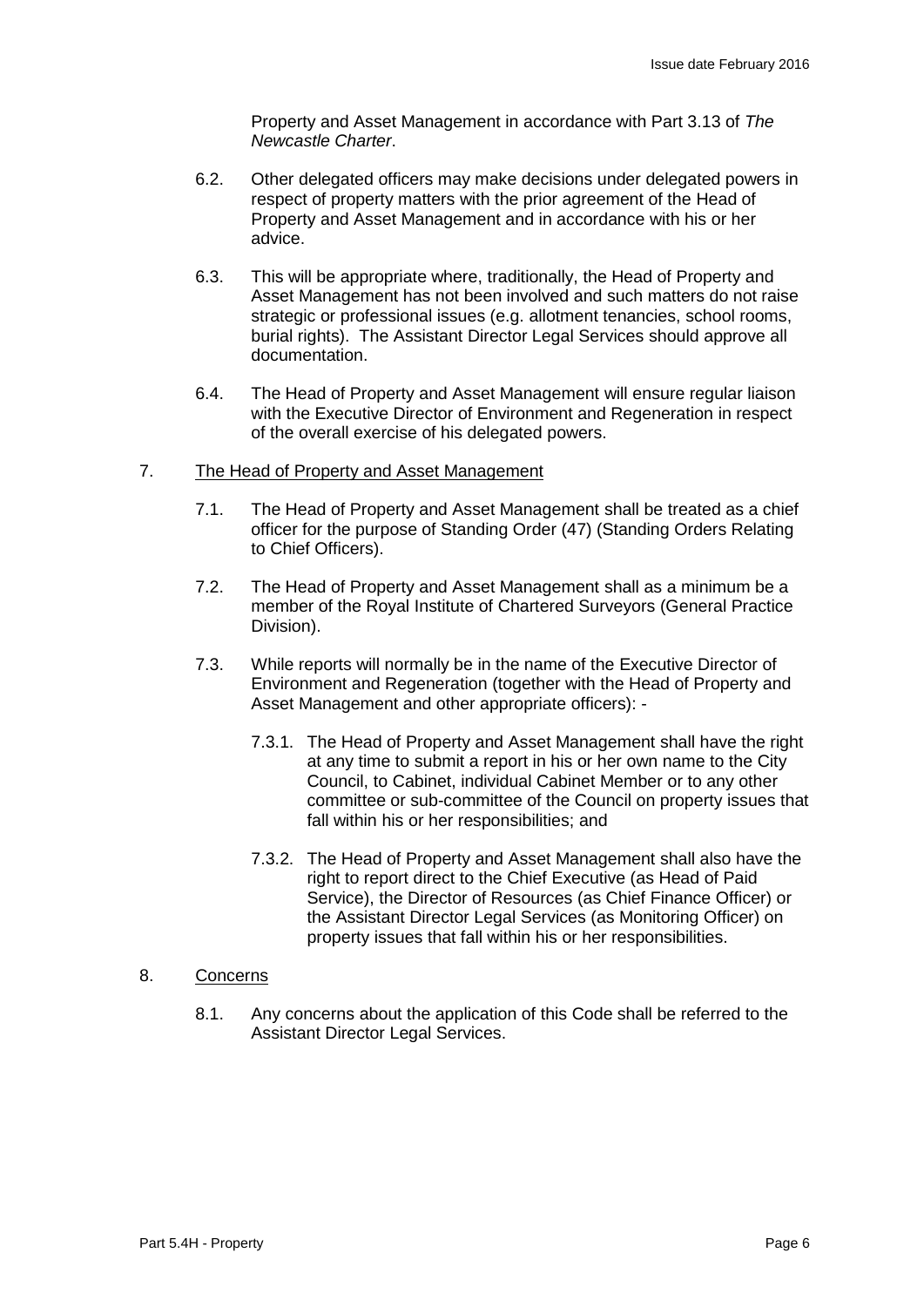Property and Asset Management in accordance with Part 3.13 of *The Newcastle Charter*.

6.2. Other delegated officers may make decisions under delegated powers in respect of property matters with the prior agreement of the Head of Property and Asset Management and in accordance with his or her advice.

6.3. This will be appropriate where, traditionally, the Head of Property and Asset Management has not been involved and such matters do not raise strategic or professional issues (e.g. allotment tenancies, school rooms, burial rights). The Assistant Director Legal Services should approve all documentation.

6.4. The Head of Property and Asset Management will ensure regular liaison with the Executive Director of Environment and Regeneration in respect of the overall exercise of his delegated powers.

## 7. The Head of Property and Asset Management

7.1. The Head of Property and Asset Management shall be treated as a chief officer for the purpose of Standing Order (47) (Standing Orders Relating to Chief Officers).

7.2. The Head of Property and Asset Management shall as a minimum be a member of the Royal Institute of Chartered Surveyors (General Practice Division).

7.3. While reports will normally be in the name of the Executive Director of Environment and Regeneration (together with the Head of Property and Asset Management and other appropriate officers): -

7.3.1. The Head of Property and Asset Management shall have the right at any time to submit a report in his or her own name to the City Council, to Cabinet, individual Cabinet Member or to any other committee or sub-committee of the Council on property issues that fall within his or her responsibilities; and

7.3.2. The Head of Property and Asset Management shall also have the right to report direct to the Chief Executive (as Head of Paid Service), the Director of Resources (as Chief Finance Officer) or the Assistant Director Legal Services (as Monitoring Officer) on property issues that fall within his or her responsibilities.

## 8. Concerns

8.1. Any concerns about the application of this Code shall be referred to the Assistant Director Legal Services.